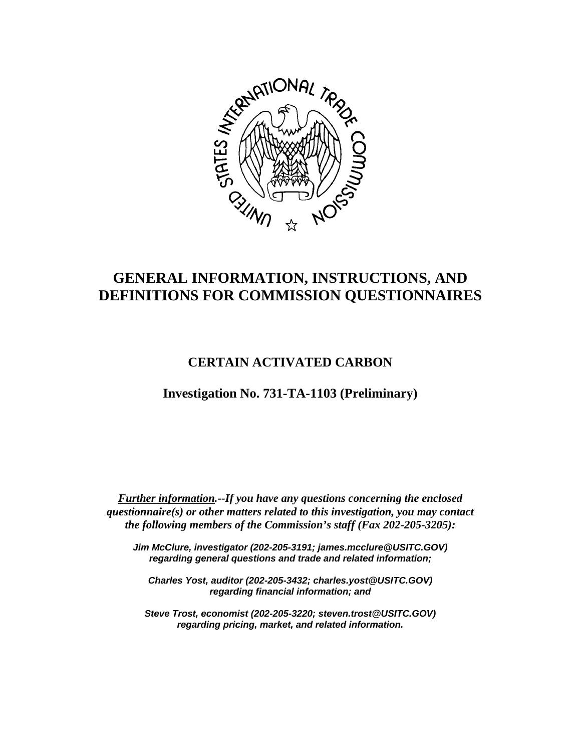# GENERAL INFORMATION, INSTRUCTIONS, AND DEFINITIONS FOR COMMISSION QUESTIONNAIRES

## CERTAIN ACTIVATED CARBON

## Investigation No. 731-TA-1103 (Preliminary)

***Further information.--If you have any questions concerning the enclosed questionnaire(s) or other matters related to this investigation, you may contact the following members of the Commission's staff (Fax 202-205-3205):***

***Jim McClure, investigator (202-205-3191; james.mcclure@USITC.GOV) regarding general questions and trade and related information;***

***Charles Yost, auditor (202-205-3432; charles.yost@USITC.GOV) regarding financial information; and***

***Steve Trost, economist (202-205-3220; steven.trost@USITC.GOV) regarding pricing, market, and related information.***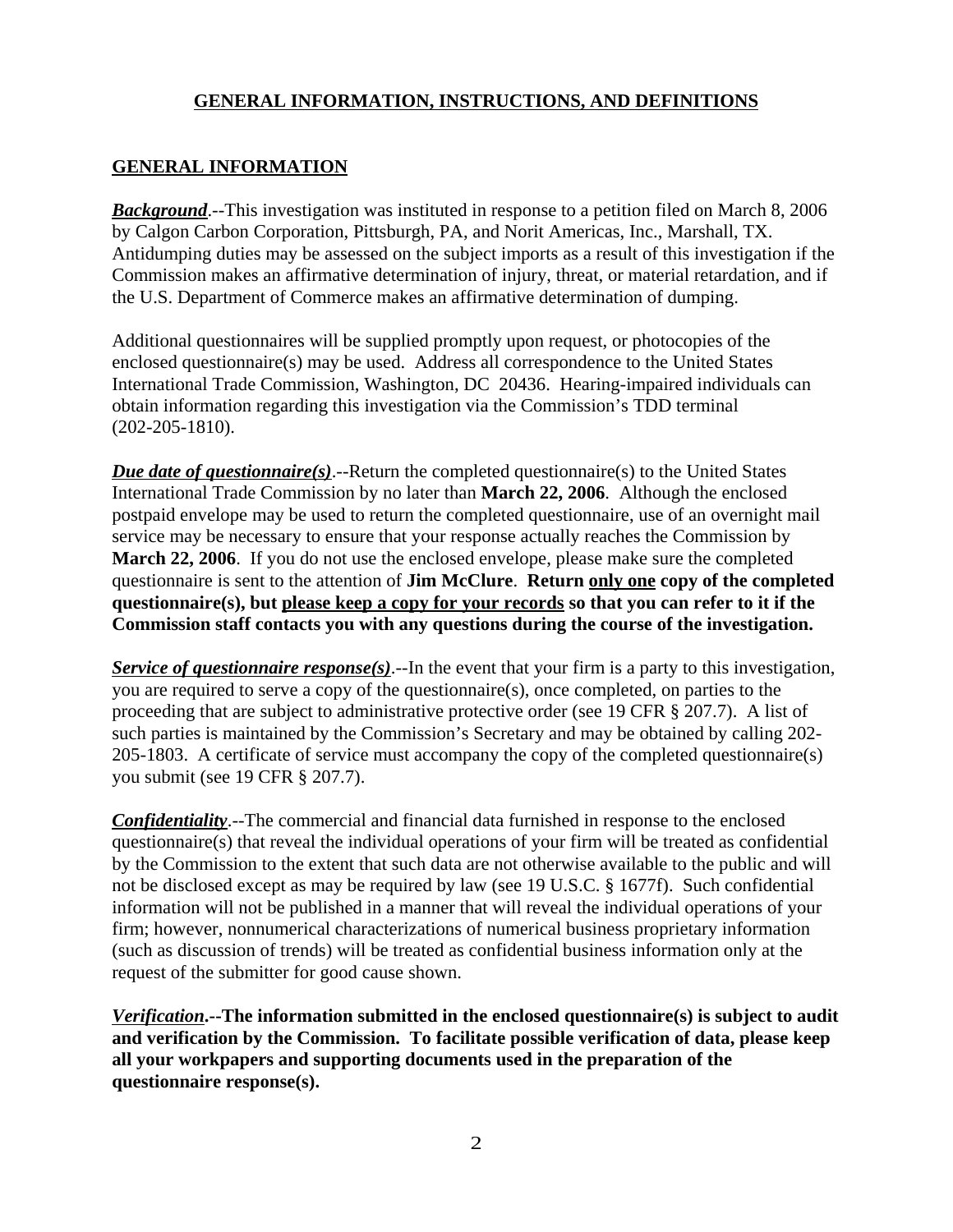## GENERAL INFORMATION, INSTRUCTIONS, AND DEFINITIONS

### GENERAL INFORMATION

***Background***.--This investigation was instituted in response to a petition filed on March 8, 2006 by Calgon Carbon Corporation, Pittsburgh, PA, and Norit Americas, Inc., Marshall, TX. Antidumping duties may be assessed on the subject imports as a result of this investigation if the Commission makes an affirmative determination of injury, threat, or material retardation, and if the U.S. Department of Commerce makes an affirmative determination of dumping.

Additional questionnaires will be supplied promptly upon request, or photocopies of the enclosed questionnaire(s) may be used. Address all correspondence to the United States International Trade Commission, Washington, DC 20436. Hearing-impaired individuals can obtain information regarding this investigation via the Commission's TDD terminal (202-205-1810).

***Due date of questionnaire(s)***.--Return the completed questionnaire(s) to the United States International Trade Commission by no later than **March 22, 2006**. Although the enclosed postpaid envelope may be used to return the completed questionnaire, use of an overnight mail service may be necessary to ensure that your response actually reaches the Commission by **March 22, 2006**. If you do not use the enclosed envelope, please make sure the completed questionnaire is sent to the attention of **Jim McClure**. **Return only one copy of the completed questionnaire(s), but please keep a copy for your records so that you can refer to it if the Commission staff contacts you with any questions during the course of the investigation.**

***Service of questionnaire response(s)***.--In the event that your firm is a party to this investigation, you are required to serve a copy of the questionnaire(s), once completed, on parties to the proceeding that are subject to administrative protective order (see 19 CFR § 207.7). A list of such parties is maintained by the Commission's Secretary and may be obtained by calling 202-205-1803. A certificate of service must accompany the copy of the completed questionnaire(s) you submit (see 19 CFR § 207.7).

***Confidentiality***.--The commercial and financial data furnished in response to the enclosed questionnaire(s) that reveal the individual operations of your firm will be treated as confidential by the Commission to the extent that such data are not otherwise available to the public and will not be disclosed except as may be required by law (see 19 U.S.C. § 1677f). Such confidential information will not be published in a manner that will reveal the individual operations of your firm; however, nonnumerical characterizations of numerical business proprietary information (such as discussion of trends) will be treated as confidential business information only at the request of the submitter for good cause shown.

***Verification*.--The information submitted in the enclosed questionnaire(s) is subject to audit and verification by the Commission. To facilitate possible verification of data, please keep all your workpapers and supporting documents used in the preparation of the questionnaire response(s).**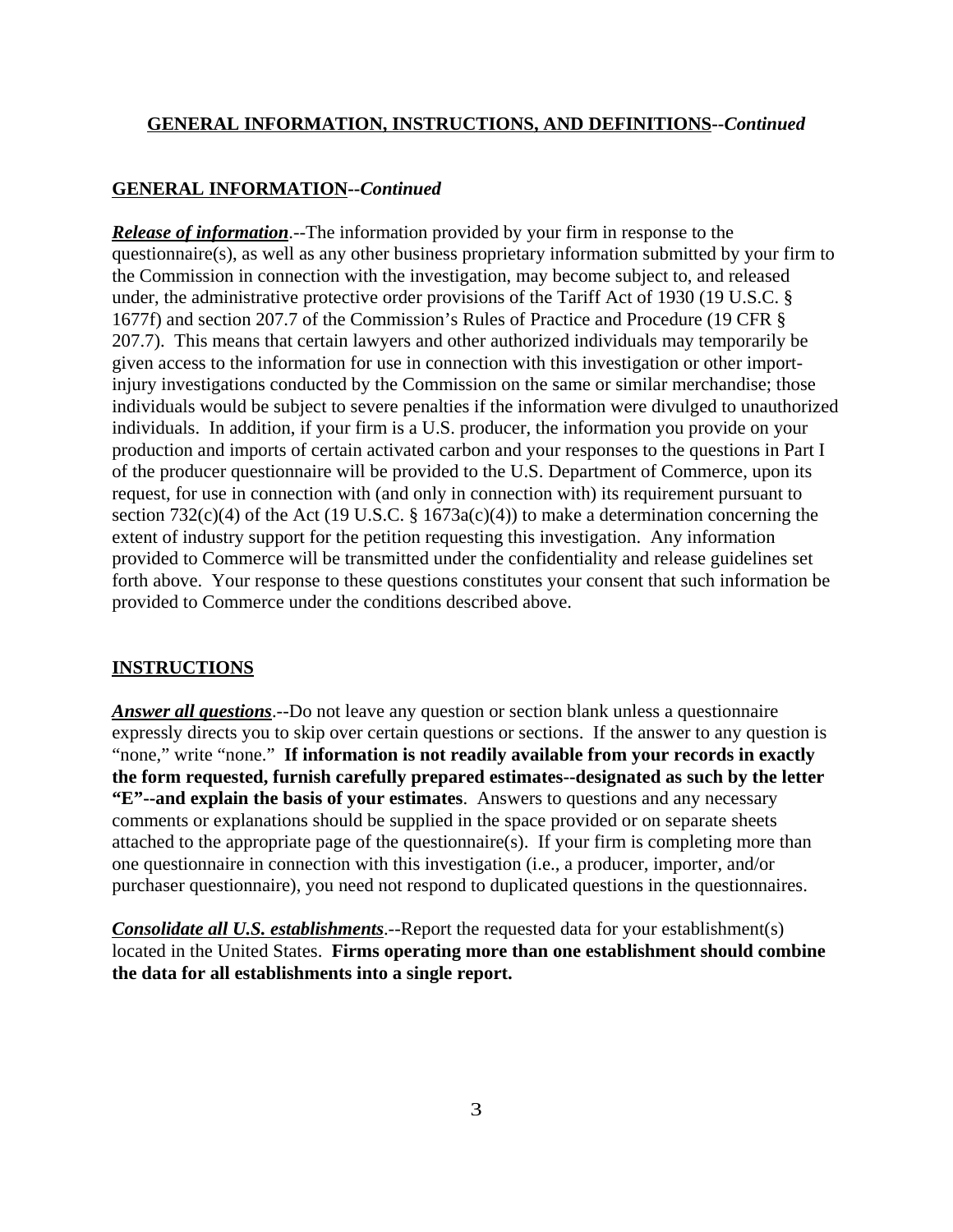**GENERAL INFORMATION, INSTRUCTIONS, AND DEFINITIONS--*Continued***

**GENERAL INFORMATION--*Continued***

***Release of information***.--The information provided by your firm in response to the questionnaire(s), as well as any other business proprietary information submitted by your firm to the Commission in connection with the investigation, may become subject to, and released under, the administrative protective order provisions of the Tariff Act of 1930 (19 U.S.C. § 1677f) and section 207.7 of the Commission's Rules of Practice and Procedure (19 CFR § 207.7). This means that certain lawyers and other authorized individuals may temporarily be given access to the information for use in connection with this investigation or other import-injury investigations conducted by the Commission on the same or similar merchandise; those individuals would be subject to severe penalties if the information were divulged to unauthorized individuals. In addition, if your firm is a U.S. producer, the information you provide on your production and imports of certain activated carbon and your responses to the questions in Part I of the producer questionnaire will be provided to the U.S. Department of Commerce, upon its request, for use in connection with (and only in connection with) its requirement pursuant to section 732(c)(4) of the Act (19 U.S.C. § 1673a(c)(4)) to make a determination concerning the extent of industry support for the petition requesting this investigation. Any information provided to Commerce will be transmitted under the confidentiality and release guidelines set forth above. Your response to these questions constitutes your consent that such information be provided to Commerce under the conditions described above.

**INSTRUCTIONS**

***Answer all questions***.--Do not leave any question or section blank unless a questionnaire expressly directs you to skip over certain questions or sections. If the answer to any question is "none," write "none." **If information is not readily available from your records in exactly the form requested, furnish carefully prepared estimates--designated as such by the letter "E"--and explain the basis of your estimates**. Answers to questions and any necessary comments or explanations should be supplied in the space provided or on separate sheets attached to the appropriate page of the questionnaire(s). If your firm is completing more than one questionnaire in connection with this investigation (i.e., a producer, importer, and/or purchaser questionnaire), you need not respond to duplicated questions in the questionnaires.

***Consolidate all U.S. establishments***.--Report the requested data for your establishment(s) located in the United States. **Firms operating more than one establishment should combine the data for all establishments into a single report.**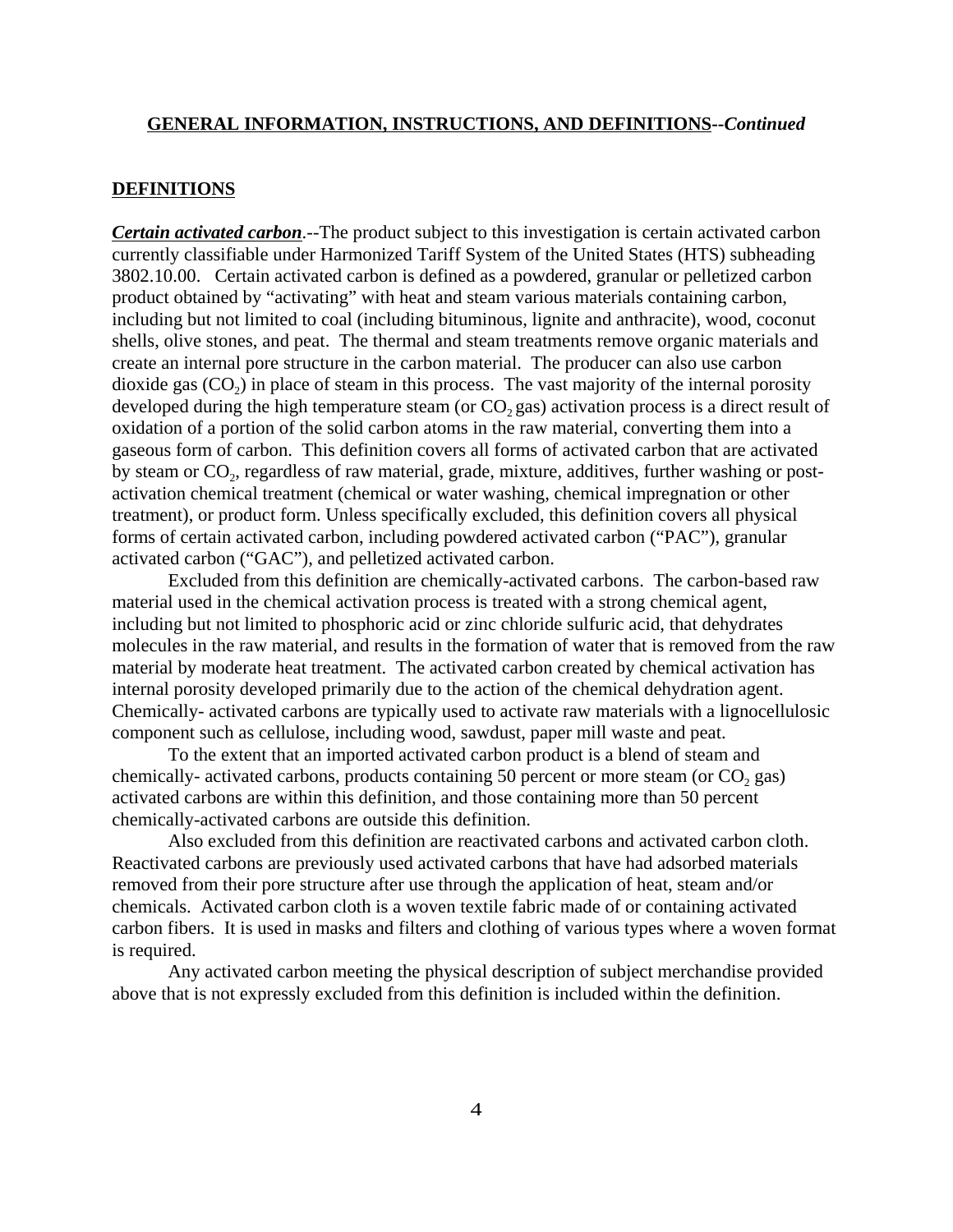**GENERAL INFORMATION, INSTRUCTIONS, AND DEFINITIONS--*Continued***

## DEFINITIONS

***Certain activated carbon***.--The product subject to this investigation is certain activated carbon currently classifiable under Harmonized Tariff System of the United States (HTS) subheading 3802.10.00. Certain activated carbon is defined as a powdered, granular or pelletized carbon product obtained by "activating" with heat and steam various materials containing carbon, including but not limited to coal (including bituminous, lignite and anthracite), wood, coconut shells, olive stones, and peat. The thermal and steam treatments remove organic materials and create an internal pore structure in the carbon material. The producer can also use carbon dioxide gas ($CO_2$) in place of steam in this process. The vast majority of the internal porosity developed during the high temperature steam (or $CO_2$ gas) activation process is a direct result of oxidation of a portion of the solid carbon atoms in the raw material, converting them into a gaseous form of carbon. This definition covers all forms of activated carbon that are activated by steam or $CO_2$, regardless of raw material, grade, mixture, additives, further washing or post-activation chemical treatment (chemical or water washing, chemical impregnation or other treatment), or product form. Unless specifically excluded, this definition covers all physical forms of certain activated carbon, including powdered activated carbon ("PAC"), granular activated carbon ("GAC"), and pelletized activated carbon.

Excluded from this definition are chemically-activated carbons. The carbon-based raw material used in the chemical activation process is treated with a strong chemical agent, including but not limited to phosphoric acid or zinc chloride sulfuric acid, that dehydrates molecules in the raw material, and results in the formation of water that is removed from the raw material by moderate heat treatment. The activated carbon created by chemical activation has internal porosity developed primarily due to the action of the chemical dehydration agent. Chemically- activated carbons are typically used to activate raw materials with a lignocellulosic component such as cellulose, including wood, sawdust, paper mill waste and peat.

To the extent that an imported activated carbon product is a blend of steam and chemically- activated carbons, products containing 50 percent or more steam (or $CO_2$ gas) activated carbons are within this definition, and those containing more than 50 percent chemically-activated carbons are outside this definition.

Also excluded from this definition are reactivated carbons and activated carbon cloth. Reactivated carbons are previously used activated carbons that have had adsorbed materials removed from their pore structure after use through the application of heat, steam and/or chemicals. Activated carbon cloth is a woven textile fabric made of or containing activated carbon fibers. It is used in masks and filters and clothing of various types where a woven format is required.

Any activated carbon meeting the physical description of subject merchandise provided above that is not expressly excluded from this definition is included within the definition.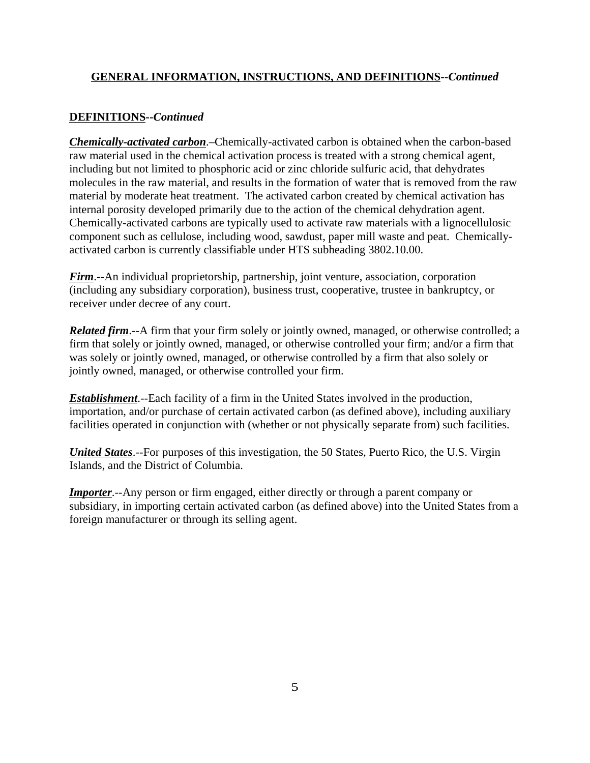## **GENERAL INFORMATION, INSTRUCTIONS, AND DEFINITIONS--*Continued***

### **DEFINITIONS--*Continued***

***Chemically-activated carbon***.–Chemically-activated carbon is obtained when the carbon-based raw material used in the chemical activation process is treated with a strong chemical agent, including but not limited to phosphoric acid or zinc chloride sulfuric acid, that dehydrates molecules in the raw material, and results in the formation of water that is removed from the raw material by moderate heat treatment. The activated carbon created by chemical activation has internal porosity developed primarily due to the action of the chemical dehydration agent. Chemically-activated carbons are typically used to activate raw materials with a lignocellulosic component such as cellulose, including wood, sawdust, paper mill waste and peat. Chemically-activated carbon is currently classifiable under HTS subheading 3802.10.00.

***Firm***.--An individual proprietorship, partnership, joint venture, association, corporation (including any subsidiary corporation), business trust, cooperative, trustee in bankruptcy, or receiver under decree of any court.

***Related firm***.--A firm that your firm solely or jointly owned, managed, or otherwise controlled; a firm that solely or jointly owned, managed, or otherwise controlled your firm; and/or a firm that was solely or jointly owned, managed, or otherwise controlled by a firm that also solely or jointly owned, managed, or otherwise controlled your firm.

***Establishment***.--Each facility of a firm in the United States involved in the production, importation, and/or purchase of certain activated carbon (as defined above), including auxiliary facilities operated in conjunction with (whether or not physically separate from) such facilities.

***United States***.--For purposes of this investigation, the 50 States, Puerto Rico, the U.S. Virgin Islands, and the District of Columbia.

***Importer***.--Any person or firm engaged, either directly or through a parent company or subsidiary, in importing certain activated carbon (as defined above) into the United States from a foreign manufacturer or through its selling agent.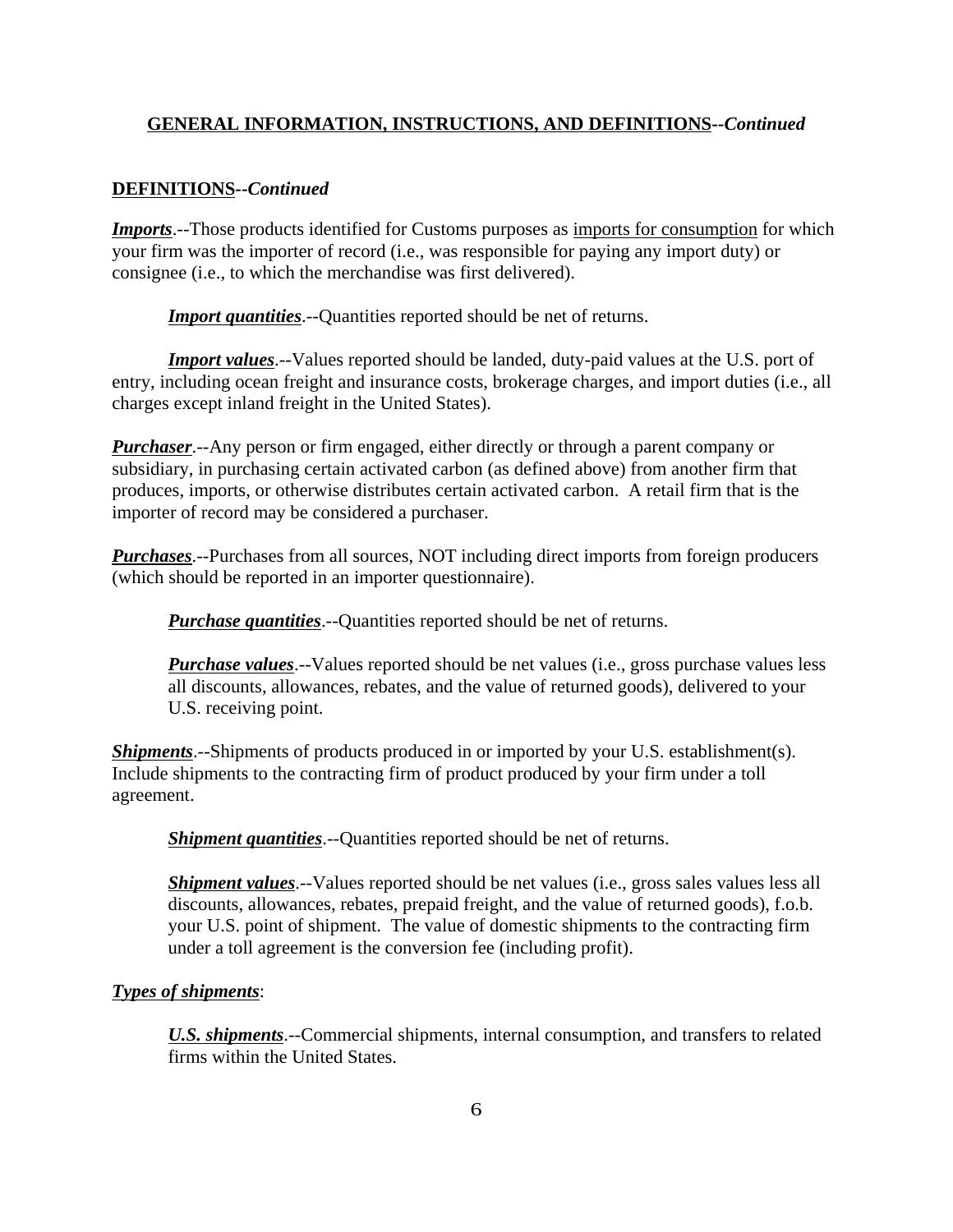## GENERAL INFORMATION, INSTRUCTIONS, AND DEFINITIONS--*Continued*

### DEFINITIONS--*Continued*

***Imports***.--Those products identified for Customs purposes as imports for consumption for which your firm was the importer of record (i.e., was responsible for paying any import duty) or consignee (i.e., to which the merchandise was first delivered).

> ***Import quantities***.--Quantities reported should be net of returns.

> ***Import values***.--Values reported should be landed, duty-paid values at the U.S. port of entry, including ocean freight and insurance costs, brokerage charges, and import duties (i.e., all charges except inland freight in the United States).

***Purchaser***.--Any person or firm engaged, either directly or through a parent company or subsidiary, in purchasing certain activated carbon (as defined above) from another firm that produces, imports, or otherwise distributes certain activated carbon. A retail firm that is the importer of record may be considered a purchaser.

***Purchases***.--Purchases from all sources, NOT including direct imports from foreign producers (which should be reported in an importer questionnaire).

> ***Purchase quantities***.--Quantities reported should be net of returns.

> ***Purchase values***.--Values reported should be net values (i.e., gross purchase values less all discounts, allowances, rebates, and the value of returned goods), delivered to your U.S. receiving point.

***Shipments***.--Shipments of products produced in or imported by your U.S. establishment(s). Include shipments to the contracting firm of product produced by your firm under a toll agreement.

> ***Shipment quantities***.--Quantities reported should be net of returns.

> ***Shipment values***.--Values reported should be net values (i.e., gross sales values less all discounts, allowances, rebates, prepaid freight, and the value of returned goods), f.o.b. your U.S. point of shipment. The value of domestic shipments to the contracting firm under a toll agreement is the conversion fee (including profit).

***Types of shipments***:

> ***U.S. shipments***.--Commercial shipments, internal consumption, and transfers to related firms within the United States.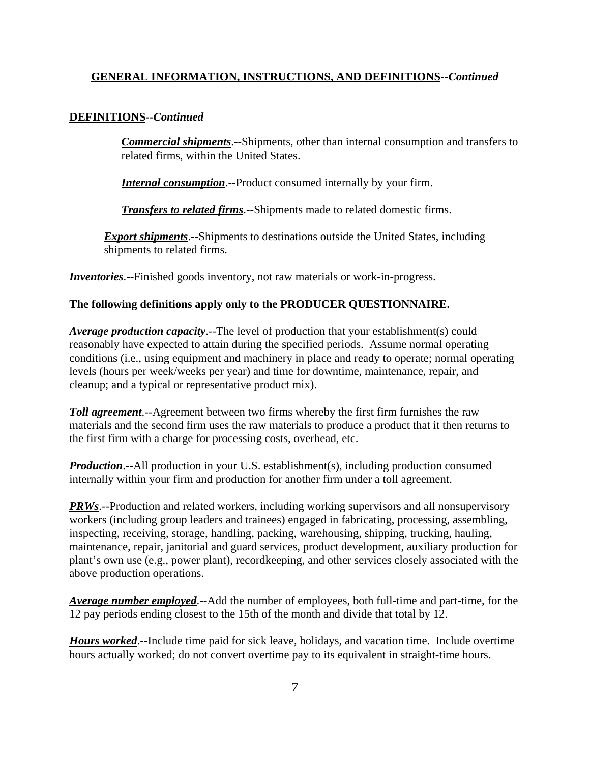**GENERAL INFORMATION, INSTRUCTIONS, AND DEFINITIONS--*Continued***

**DEFINITIONS--*Continued***

> ***Commercial shipments***.--Shipments, other than internal consumption and transfers to related firms, within the United States.
>
> ***Internal consumption***.--Product consumed internally by your firm.
>
> ***Transfers to related firms***.--Shipments made to related domestic firms.

***Export shipments***.--Shipments to destinations outside the United States, including shipments to related firms.

***Inventories***.--Finished goods inventory, not raw materials or work-in-progress.

**The following definitions apply only to the PRODUCER QUESTIONNAIRE.**

***Average production capacity***.--The level of production that your establishment(s) could reasonably have expected to attain during the specified periods. Assume normal operating conditions (i.e., using equipment and machinery in place and ready to operate; normal operating levels (hours per week/weeks per year) and time for downtime, maintenance, repair, and cleanup; and a typical or representative product mix).

***Toll agreement***.--Agreement between two firms whereby the first firm furnishes the raw materials and the second firm uses the raw materials to produce a product that it then returns to the first firm with a charge for processing costs, overhead, etc.

***Production***.--All production in your U.S. establishment(s), including production consumed internally within your firm and production for another firm under a toll agreement.

***PRWs***.--Production and related workers, including working supervisors and all nonsupervisory workers (including group leaders and trainees) engaged in fabricating, processing, assembling, inspecting, receiving, storage, handling, packing, warehousing, shipping, trucking, hauling, maintenance, repair, janitorial and guard services, product development, auxiliary production for plant's own use (e.g., power plant), recordkeeping, and other services closely associated with the above production operations.

***Average number employed***.--Add the number of employees, both full-time and part-time, for the 12 pay periods ending closest to the 15th of the month and divide that total by 12.

***Hours worked***.--Include time paid for sick leave, holidays, and vacation time. Include overtime hours actually worked; do not convert overtime pay to its equivalent in straight-time hours.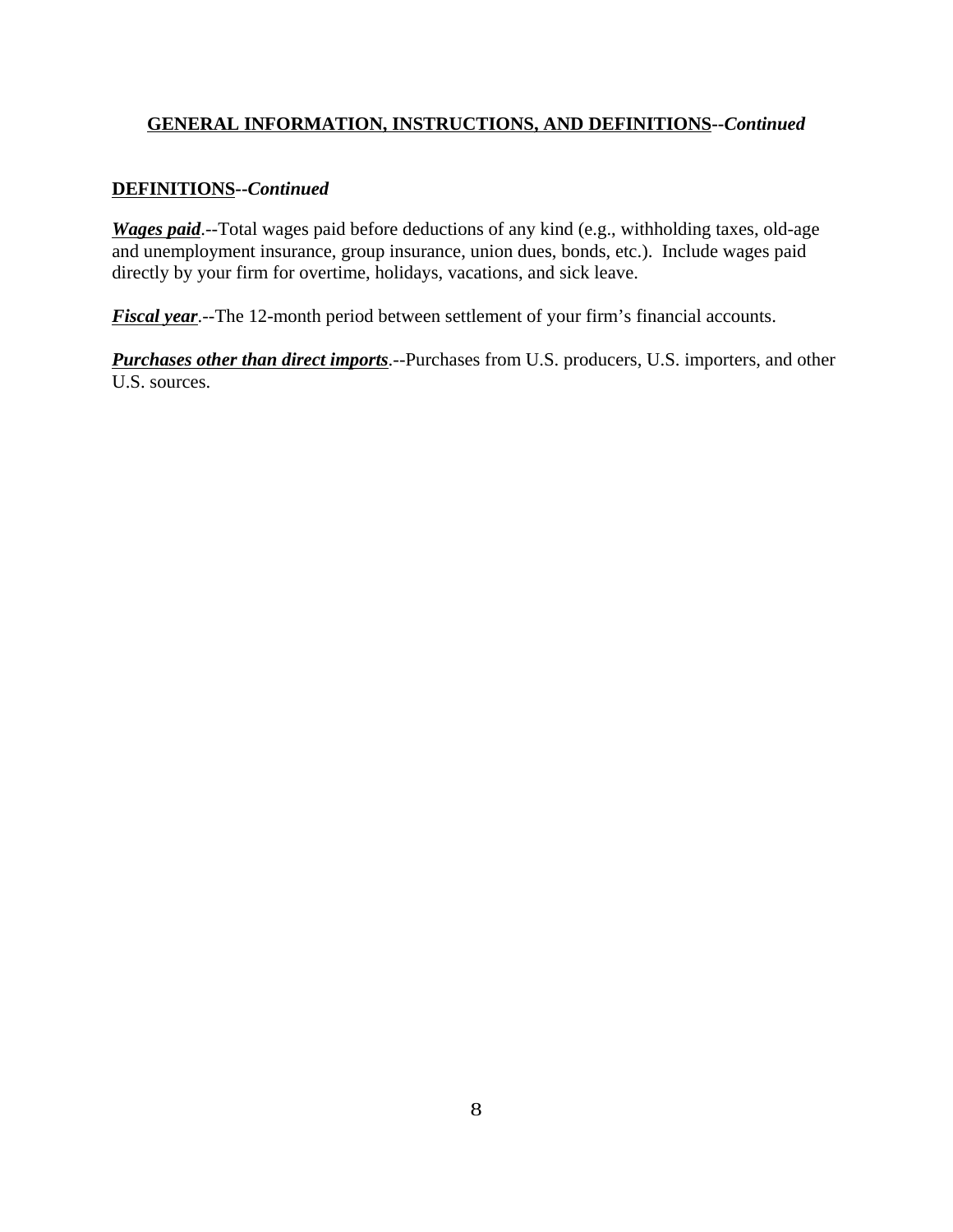## **GENERAL INFORMATION, INSTRUCTIONS, AND DEFINITIONS**--*Continued*

**DEFINITIONS**--*Continued*

***Wages paid***.--Total wages paid before deductions of any kind (e.g., withholding taxes, old-age and unemployment insurance, group insurance, union dues, bonds, etc.). Include wages paid directly by your firm for overtime, holidays, vacations, and sick leave.

***Fiscal year***.--The 12-month period between settlement of your firm's financial accounts.

***Purchases other than direct imports***.--Purchases from U.S. producers, U.S. importers, and other U.S. sources.